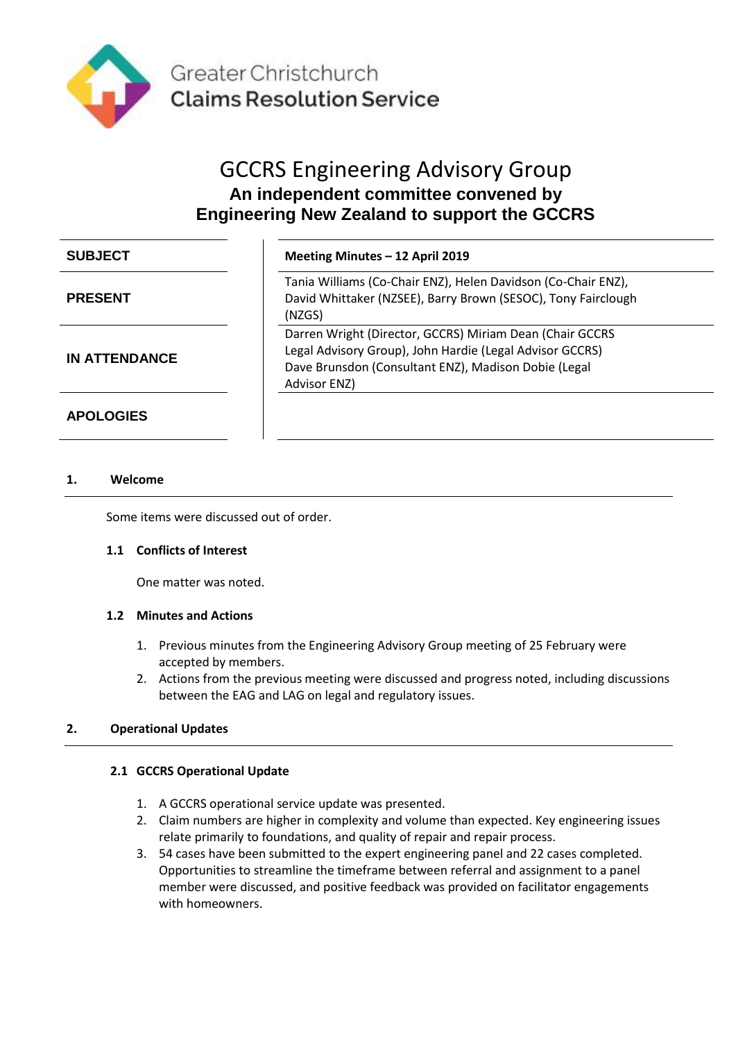Greater Christchurch
**Claims Resolution Service**

# GCCRS Engineering Advisory Group

**An independent committee convened by Engineering New Zealand to support the GCCRS**

| | |
|---|---|
| **SUBJECT** | **Meeting Minutes – 12 April 2019** |
| **PRESENT** | Tania Williams (Co-Chair ENZ), Helen Davidson (Co-Chair ENZ), David Whittaker (NZSEE), Barry Brown (SESOC), Tony Fairclough (NZGS) |
| **IN ATTENDANCE** | Darren Wright (Director, GCCRS) Miriam Dean (Chair GCCRS Legal Advisory Group), John Hardie (Legal Advisor GCCRS) Dave Brunsdon (Consultant ENZ), Madison Dobie (Legal Advisor ENZ) |
| **APOLOGIES** | |

## 1. Welcome

Some items were discussed out of order.

### 1.1 Conflicts of Interest

One matter was noted.

### 1.2 Minutes and Actions

1. Previous minutes from the Engineering Advisory Group meeting of 25 February were accepted by members.
2. Actions from the previous meeting were discussed and progress noted, including discussions between the EAG and LAG on legal and regulatory issues.

## 2. Operational Updates

### 2.1 GCCRS Operational Update

1. A GCCRS operational service update was presented.
2. Claim numbers are higher in complexity and volume than expected. Key engineering issues relate primarily to foundations, and quality of repair and repair process.
3. 54 cases have been submitted to the expert engineering panel and 22 cases completed. Opportunities to streamline the timeframe between referral and assignment to a panel member were discussed, and positive feedback was provided on facilitator engagements with homeowners.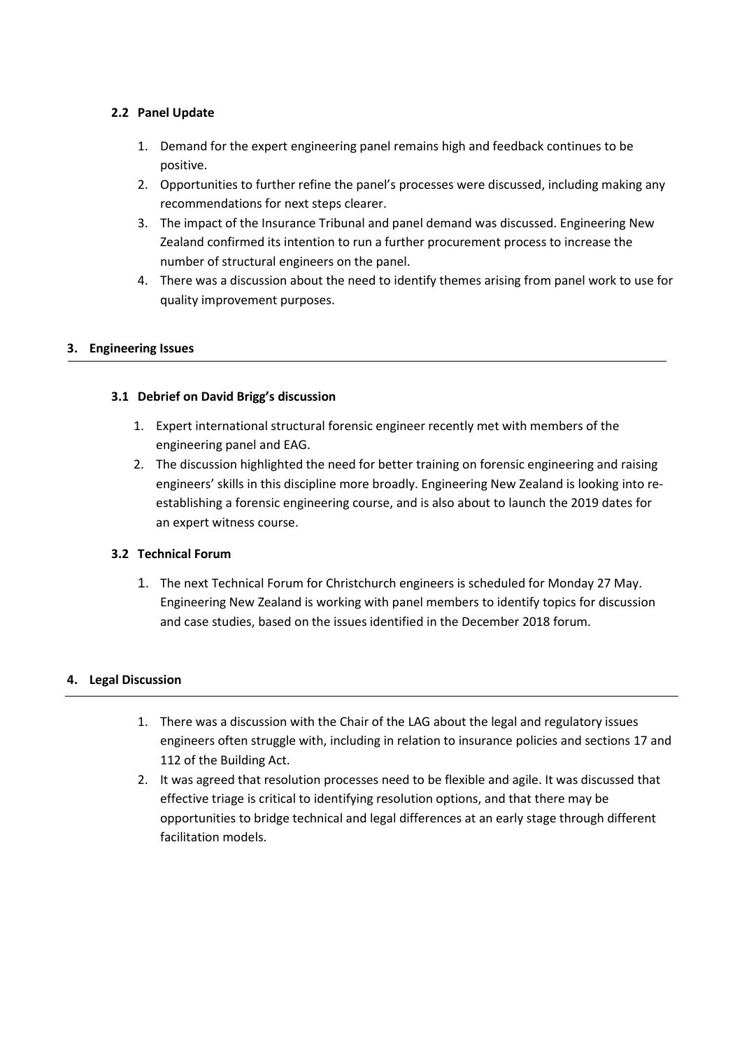### 2.2 Panel Update

1. Demand for the expert engineering panel remains high and feedback continues to be positive.
2. Opportunities to further refine the panel's processes were discussed, including making any recommendations for next steps clearer.
3. The impact of the Insurance Tribunal and panel demand was discussed. Engineering New Zealand confirmed its intention to run a further procurement process to increase the number of structural engineers on the panel.
4. There was a discussion about the need to identify themes arising from panel work to use for quality improvement purposes.

## 3. Engineering Issues

### 3.1 Debrief on David Brigg's discussion

1. Expert international structural forensic engineer recently met with members of the engineering panel and EAG.
2. The discussion highlighted the need for better training on forensic engineering and raising engineers' skills in this discipline more broadly. Engineering New Zealand is looking into re-establishing a forensic engineering course, and is also about to launch the 2019 dates for an expert witness course.

### 3.2 Technical Forum

1. The next Technical Forum for Christchurch engineers is scheduled for Monday 27 May. Engineering New Zealand is working with panel members to identify topics for discussion and case studies, based on the issues identified in the December 2018 forum.

## 4. Legal Discussion

1. There was a discussion with the Chair of the LAG about the legal and regulatory issues engineers often struggle with, including in relation to insurance policies and sections 17 and 112 of the Building Act.
2. It was agreed that resolution processes need to be flexible and agile. It was discussed that effective triage is critical to identifying resolution options, and that there may be opportunities to bridge technical and legal differences at an early stage through different facilitation models.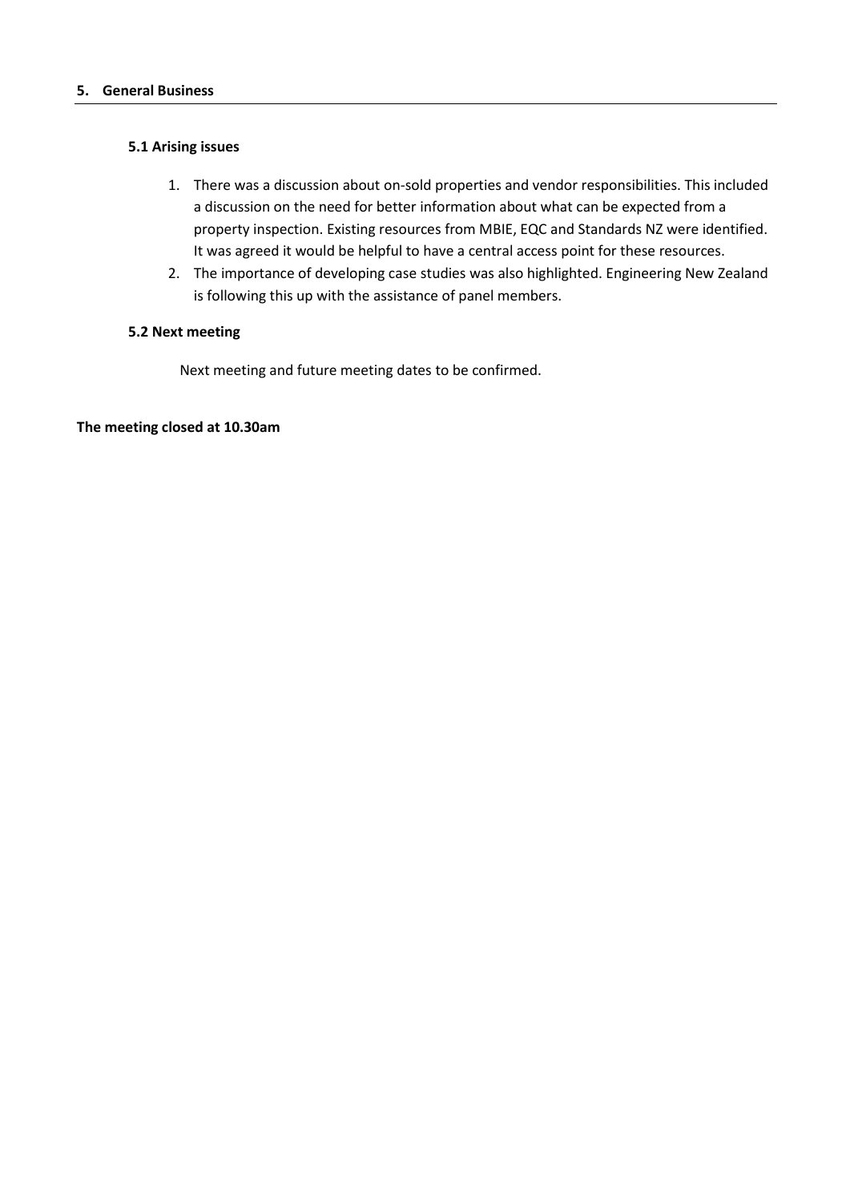## 5. General Business

### 5.1 Arising issues

1. There was a discussion about on-sold properties and vendor responsibilities. This included a discussion on the need for better information about what can be expected from a property inspection. Existing resources from MBIE, EQC and Standards NZ were identified. It was agreed it would be helpful to have a central access point for these resources.
2. The importance of developing case studies was also highlighted. Engineering New Zealand is following this up with the assistance of panel members.

### 5.2 Next meeting

Next meeting and future meeting dates to be confirmed.

**The meeting closed at 10.30am**